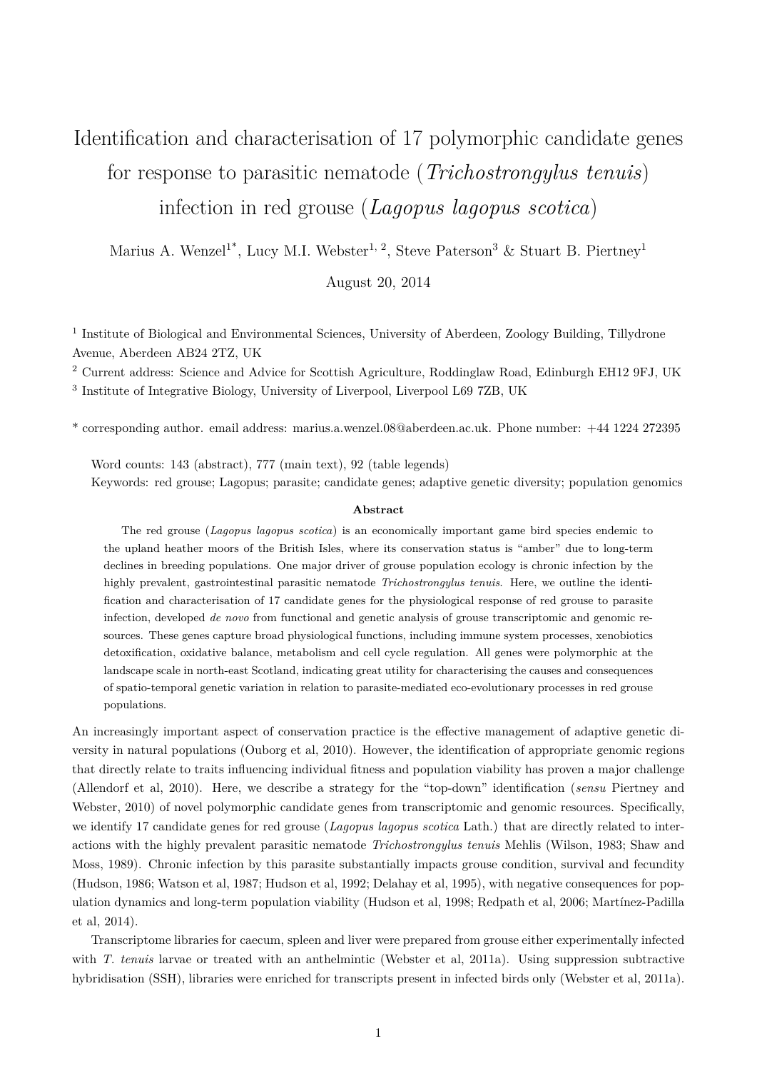# Identification and characterisation of 17 polymorphic candidate genes for response to parasitic nematode (*Trichostrongylus tenuis*) infection in red grouse (*Lagopus lagopus scotica*)

Marius A. Wenzel[1*], Lucy M.I. Webster[1, 2], Steve Paterson[3] & Stuart B. Piertney[1]

August 20, 2014

[1] Institute of Biological and Environmental Sciences, University of Aberdeen, Zoology Building, Tillydrone Avenue, Aberdeen AB24 2TZ, UK

[2] Current address: Science and Advice for Scottish Agriculture, Roddinglaw Road, Edinburgh EH12 9FJ, UK

[3] Institute of Integrative Biology, University of Liverpool, Liverpool L69 7ZB, UK

[*] corresponding author. email address: marius.a.wenzel.08@aberdeen.ac.uk. Phone number: +44 1224 272395

Word counts: 143 (abstract), 777 (main text), 92 (table legends)

Keywords: red grouse; Lagopus; parasite; candidate genes; adaptive genetic diversity; population genomics

**Abstract**

The red grouse (*Lagopus lagopus scotica*) is an economically important game bird species endemic to the upland heather moors of the British Isles, where its conservation status is "amber" due to long-term declines in breeding populations. One major driver of grouse population ecology is chronic infection by the highly prevalent, gastrointestinal parasitic nematode *Trichostrongylus tenuis*. Here, we outline the identification and characterisation of 17 candidate genes for the physiological response of red grouse to parasite infection, developed *de novo* from functional and genetic analysis of grouse transcriptomic and genomic resources. These genes capture broad physiological functions, including immune system processes, xenobiotics detoxification, oxidative balance, metabolism and cell cycle regulation. All genes were polymorphic at the landscape scale in north-east Scotland, indicating great utility for characterising the causes and consequences of spatio-temporal genetic variation in relation to parasite-mediated eco-evolutionary processes in red grouse populations.

An increasingly important aspect of conservation practice is the effective management of adaptive genetic diversity in natural populations (Ouborg et al, 2010). However, the identification of appropriate genomic regions that directly relate to traits influencing individual fitness and population viability has proven a major challenge (Allendorf et al, 2010). Here, we describe a strategy for the "top-down" identification (*sensu* Piertney and Webster, 2010) of novel polymorphic candidate genes from transcriptomic and genomic resources. Specifically, we identify 17 candidate genes for red grouse (*Lagopus lagopus scotica* Lath.) that are directly related to interactions with the highly prevalent parasitic nematode *Trichostrongylus tenuis* Mehlis (Wilson, 1983; Shaw and Moss, 1989). Chronic infection by this parasite substantially impacts grouse condition, survival and fecundity (Hudson, 1986; Watson et al, 1987; Hudson et al, 1992; Delahay et al, 1995), with negative consequences for population dynamics and long-term population viability (Hudson et al, 1998; Redpath et al, 2006; Martínez-Padilla et al, 2014).

Transcriptome libraries for caecum, spleen and liver were prepared from grouse either experimentally infected with *T. tenuis* larvae or treated with an anthelmintic (Webster et al, 2011a). Using suppression subtractive hybridisation (SSH), libraries were enriched for transcripts present in infected birds only (Webster et al, 2011a).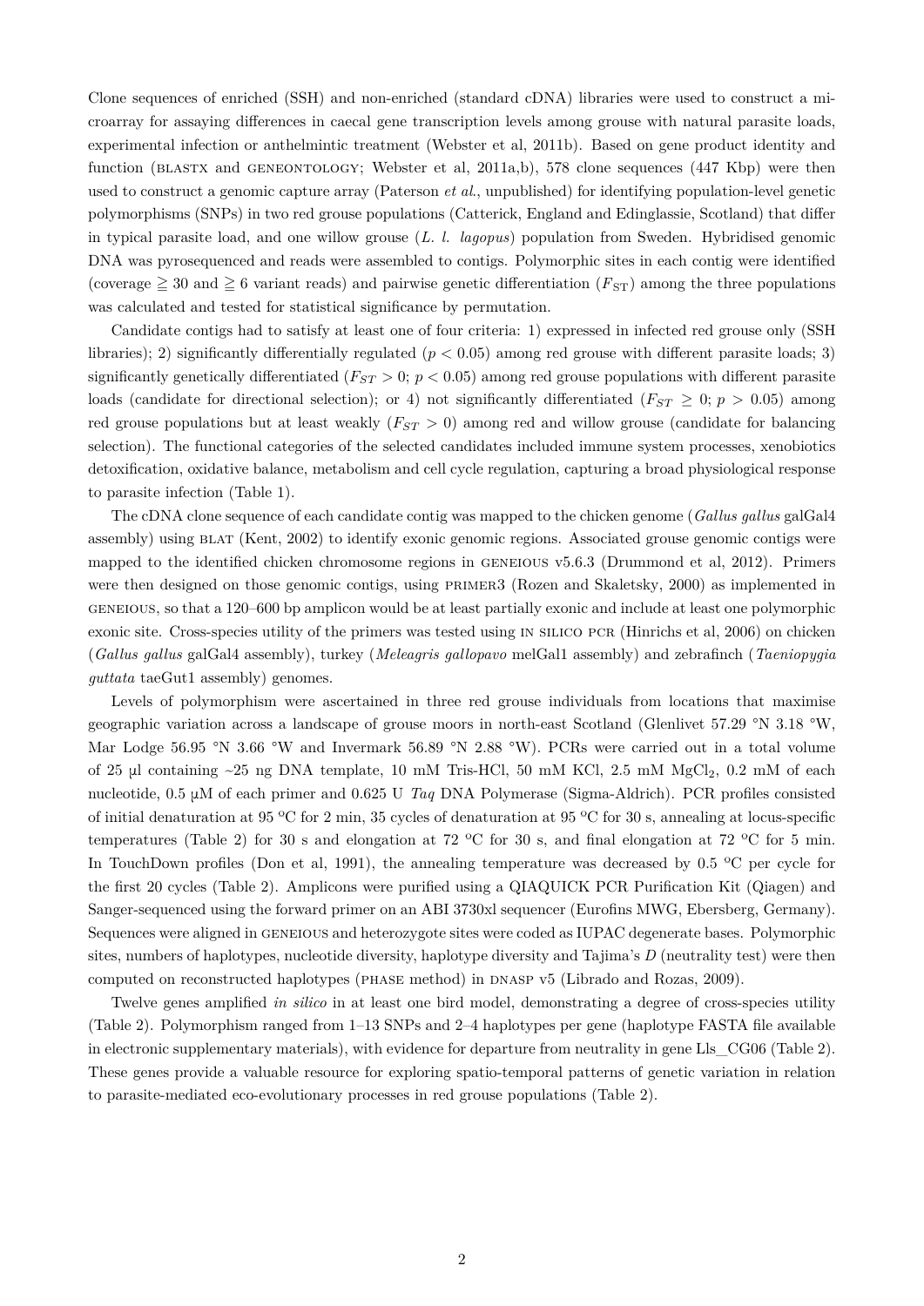Clone sequences of enriched (SSH) and non-enriched (standard cDNA) libraries were used to construct a microarray for assaying differences in caecal gene transcription levels among grouse with natural parasite loads, experimental infection or anthelmintic treatment (Webster et al, 2011b). Based on gene product identity and function (BLASTX and GENEONTOLOGY; Webster et al, 2011a,b), 578 clone sequences (447 Kbp) were then used to construct a genomic capture array (Paterson *et al.*, unpublished) for identifying population-level genetic polymorphisms (SNPs) in two red grouse populations (Catterick, England and Edinglassie, Scotland) that differ in typical parasite load, and one willow grouse (*L. l. lagopus*) population from Sweden. Hybridised genomic DNA was pyrosequenced and reads were assembled to contigs. Polymorphic sites in each contig were identified (coverage $\geqq 30$ and $\geqq 6$ variant reads) and pairwise genetic differentiation ($F_{\mathrm{ST}}$) among the three populations was calculated and tested for statistical significance by permutation.

Candidate contigs had to satisfy at least one of four criteria: 1) expressed in infected red grouse only (SSH libraries); 2) significantly differentially regulated ($p < 0.05$) among red grouse with different parasite loads; 3) significantly genetically differentiated ($F_{ST} > 0$; $p < 0.05$) among red grouse populations with different parasite loads (candidate for directional selection); or 4) not significantly differentiated ($F_{ST} \geq 0$; $p > 0.05$) among red grouse populations but at least weakly ($F_{ST} > 0$) among red and willow grouse (candidate for balancing selection). The functional categories of the selected candidates included immune system processes, xenobiotics detoxification, oxidative balance, metabolism and cell cycle regulation, capturing a broad physiological response to parasite infection (Table 1).

The cDNA clone sequence of each candidate contig was mapped to the chicken genome (*Gallus gallus* galGal4 assembly) using BLAT (Kent, 2002) to identify exonic genomic regions. Associated grouse genomic contigs were mapped to the identified chicken chromosome regions in GENEIOUS v5.6.3 (Drummond et al, 2012). Primers were then designed on those genomic contigs, using PRIMER3 (Rozen and Skaletsky, 2000) as implemented in GENEIOUS, so that a 120–600 bp amplicon would be at least partially exonic and include at least one polymorphic exonic site. Cross-species utility of the primers was tested using IN SILICO PCR (Hinrichs et al, 2006) on chicken (*Gallus gallus* galGal4 assembly), turkey (*Meleagris gallopavo* melGal1 assembly) and zebrafinch (*Taeniopygia guttata* taeGut1 assembly) genomes.

Levels of polymorphism were ascertained in three red grouse individuals from locations that maximise geographic variation across a landscape of grouse moors in north-east Scotland (Glenlivet 57.29 °N 3.18 °W, Mar Lodge 56.95 °N 3.66 °W and Invermark 56.89 °N 2.88 °W). PCRs were carried out in a total volume of 25 µl containing ~25 ng DNA template, 10 mM Tris-HCl, 50 mM KCl, 2.5 mM $MgCl_2$, 0.2 mM of each nucleotide, 0.5 µM of each primer and 0.625 U *Taq* DNA Polymerase (Sigma-Aldrich). PCR profiles consisted of initial denaturation at 95 ºC for 2 min, 35 cycles of denaturation at 95 ºC for 30 s, annealing at locus-specific temperatures (Table 2) for 30 s and elongation at 72 ºC for 30 s, and final elongation at 72 ºC for 5 min. In TouchDown profiles (Don et al, 1991), the annealing temperature was decreased by 0.5 ºC per cycle for the first 20 cycles (Table 2). Amplicons were purified using a QIAQUICK PCR Purification Kit (Qiagen) and Sanger-sequenced using the forward primer on an ABI 3730xl sequencer (Eurofins MWG, Ebersberg, Germany). Sequences were aligned in GENEIOUS and heterozygote sites were coded as IUPAC degenerate bases. Polymorphic sites, numbers of haplotypes, nucleotide diversity, haplotype diversity and Tajima's *D* (neutrality test) were then computed on reconstructed haplotypes (PHASE method) in DNASP v5 (Librado and Rozas, 2009).

Twelve genes amplified *in silico* in at least one bird model, demonstrating a degree of cross-species utility (Table 2). Polymorphism ranged from 1–13 SNPs and 2–4 haplotypes per gene (haplotype FASTA file available in electronic supplementary materials), with evidence for departure from neutrality in gene Lls_CG06 (Table 2). These genes provide a valuable resource for exploring spatio-temporal patterns of genetic variation in relation to parasite-mediated eco-evolutionary processes in red grouse populations (Table 2).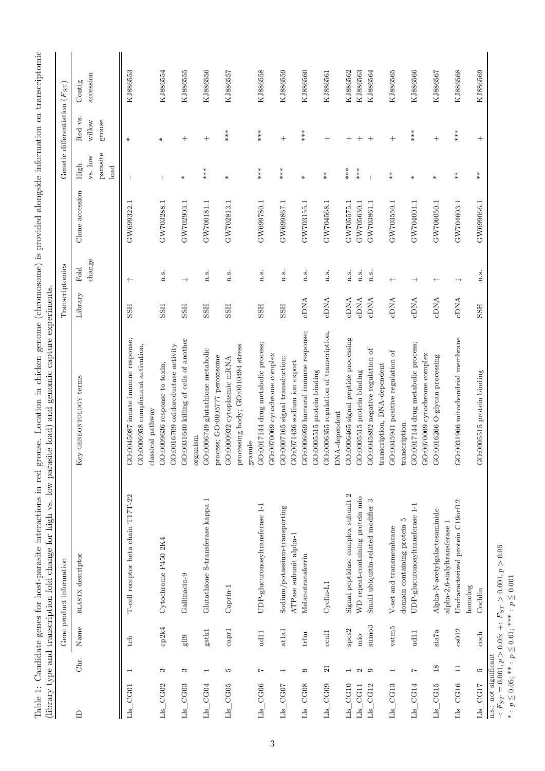Table 1: Candidate genes for host-parasite interactions in red grouse. Location in chicken genome (chromosome) is provided alongside information on transcriptomic (library type and transcription fold change for high vs. low parasite load) and genomic capture experiments.

| ID | Gene product information | | | | Transcriptomics | | | Genetic differentiation ($F_{ST}$) | | |
|---|---|---|---|---|---|---|---|---|---|---|
| | Chr. | Name | BLASTX descriptor | Key GENEONTOLOGY terms | Library | Fold change | Clone accession | High vs. low parasite load | Red vs. willow grouse | Contig accession |
| Lls_CG01 | 1 | tcb | T-cell receptor beta chain T17T-22 | GO:0045087 innate immune response; GO:0006958 complement activation, classical pathway | SSH | ↑ | GW699322.1 | – | * | KJ886553 |
| Lls_CG02 | 3 | cp2k4 | Cytochrome P450 2K4 | GO:0009636 response to toxin; GO:0016709 oxidoreductase activity | SSH | n.s. | GW703288.1 | – | * | KJ886554 |
| Lls_CG03 | 3 | gll9 | Gallinacin-9 | GO:0031640 killing of cells of another organism | SSH | ↓ | GW702903.1 | * | + | KJ886555 |
| Lls_CG04 | 1 | gstk1 | Glutathione S-transferase kappa 1 | GO:0006749 glutathione metabolic process; GO:0005777 peroxisome | SSH | n.s. | GW700181.1 | *** | + | KJ886556 |
| Lls_CG05 | 5 | capr1 | Caprin-1 | GO:0000932 cytoplasmic mRNA processing body; GO:0010494 stress granule | SSH | n.s. | GW702813.1 | * | *** | KJ886557 |
| Lls_CG06 | 7 | ud11 | UDP-glucuronosyltransferase 1-1 | GO:0017144 drug metabolic process; GO:0070069 cytochrome complex | SSH | n.s. | GW699780.1 | *** | *** | KJ886558 |
| Lls_CG07 | 1 | at1a1 | Sodium/potassium-transporting ATPase subunit alpha-1 | GO:0007165 signal transduction; GO:0071436 sodium ion export | SSH | n.s. | GW699867.1 | *** | + | KJ886559 |
| Lls_CG08 | 9 | trfm | Melanotransferrin | GO:0006959 humoral immune response; GO:0005515 protein binding | cDNA | n.s. | GW703155.1 | * | *** | KJ886560 |
| Lls_CG09 | 21 | ccnl1 | Cyclin-L1 | GO:0006355 regulation of transcription, DNA-dependent | cDNA | n.s. | GW704568.1 | ** | + | KJ886561 |
| Lls_CG10 | 1 | spcs2 | Signal peptidase complex subunit 2 | GO:0006465 signal peptide processing | cDNA | n.s. | GW705575.1 | *** | + | KJ886562 |
| Lls_CG11 | 2 | mio | WD repeat-containing protein mio | GO:0005515 protein binding | cDNA | n.s. | GW705630.1 | *** | + | KJ886563 |
| Lls_CG12 | 9 | sumo3 | Small ubiquitin-related modifier 3 | GO:0045892 negative regulation of transcription, DNA-dependent | cDNA | n.s. | GW703861.1 | – | + | KJ886564 |
| Lls_CG13 | 1 | vstm5 | V-set and transmembrane domain-containing protein 5 | GO:0045941 positive regulation of transcription | cDNA | ↑ | GW703550.1 | ** | + | KJ886565 |
| Lls_CG14 | 7 | ud11 | UDP-glucuronosyltransferase 1-1 | GO:0017144 drug metabolic process; GO:0070069 cytochrome complex | cDNA | ↓ | GW704001.1 | * | *** | KJ886566 |
| Lls_CG15 | 18 | sia7a | Alpha-N-acetylgalactosaminide alpha-2,6-sialyltransferase 1 | GO:0016266 O-glycan processing | cDNA | ↑ | GW706050.1 | * | + | KJ886567 |
| Lls_CG16 | 11 | cs012 | Uncharacterized protein C19orf12 homolog | GO:0031966 mitochondrial membrane | cDNA | ↓ | GW704603.1 | ** | *** | KJ886568 |
| Lls_CG17 | 5 | coch | Cochlin | GO:0005515 protein binding | SSH | n.s. | GW699066.1 | ** | + | KJ886569 |

n.s.: not significant

–: $F_{ST} = 0.001, p > 0.05$; +: $F_{ST} > 0.001, p > 0.05$

*: $p \leq 0.05$; **: $p \leq 0.01$; ***: $p \leq 0.001$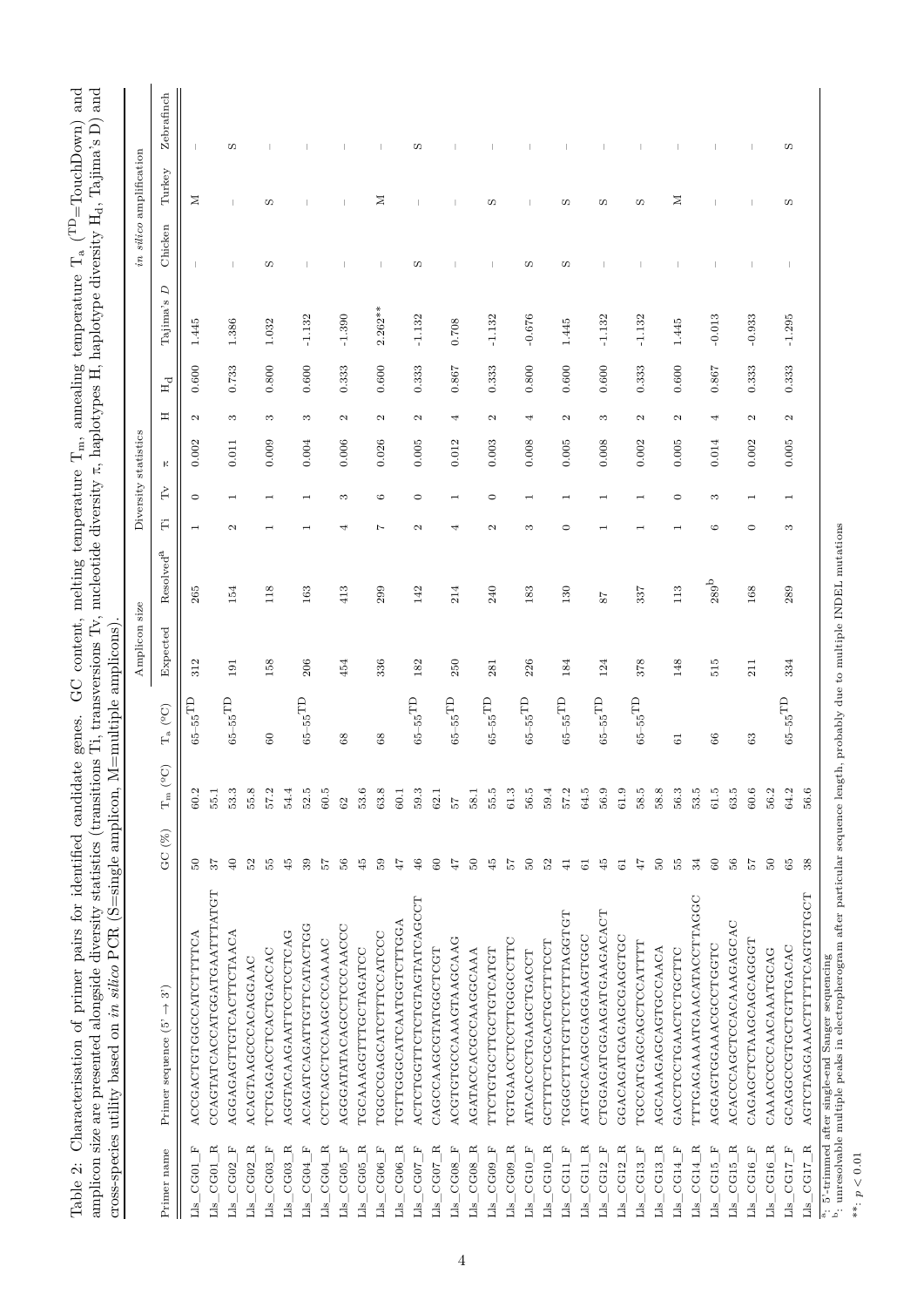Table 2: Characterisation of primer pairs for identified candidate genes. GC content, melting temperature $T_m$, annealing temperature $T_a$ ([TD]=TouchDown) and amplicon size are presented alongside diversity statistics (transitions Ti, transversions Tv, nucleotide diversity π, haplotypes H, haplotype diversity $H_d$, Tajima's D) and cross-species utility based on *in silico* PCR (S=single amplicon, M=multiple amplicons).

| Primer name | Primer sequence (5' → 3') | GC (%) | $T_m$ (°C) | $T_a$ (°C) | Amplicon size | | Diversity statistics | | | | | | *in silico* amplification | | |
|---|---|---|---|---|---|---|---|---|---|---|---|---|---|---|---|
| | | | | | Expected | Resolved[a] | Ti | Tv | π | H | $H_d$ | Tajima's D | Chicken | Turkey | Zebrafinch |
| Lls_CG01_F | ACCGACTGTGGCCATCTTTTCA | 50 | 60.2 | 65–55[TD] | 312 | 265 | 1 | 0 | 0.002 | 2 | 0.600 | 1.445 | – | M | – |
| Lls_CG01_R | CCAGTATCACCATGGATGAATTTATGT | 37 | 55.1 | | | | | | | | | | | | |
| Lls_CG02_F | AGGAGAGTTGTCACTTCTAACA | 40 | 53.3 | 65–55[TD] | 191 | 154 | 2 | 1 | 0.011 | 3 | 0.733 | 1.386 | – | – | S |
| Lls_CG02_R | ACAGTAAGCCCACAGGAAC | 52 | 55.8 | | | | | | | | | | | | |
| Lls_CG03_F | TCTGAGACCTCACTGACCAC | 55 | 57.2 | 60 | 158 | 118 | 1 | 1 | 0.009 | 3 | 0.800 | 1.032 | S | S | – |
| Lls_CG03_R | AGGTACAAGAATTCCTCCTCAG | 45 | 54.4 | | | | | | | | | | | | |
| Lls_CG04_F | ACAGATCAGATTGTTCATACTGG | 39 | 52.5 | 65–55[TD] | 206 | 163 | 1 | 1 | 0.004 | 3 | 0.600 | -1.132 | – | – | – |
| Lls_CG04_R | CCTCAGCTCCAAGCCCAAAAC | 57 | 60.5 | | | | | | | | | | | | |
| Lls_CG05_F | AGGGATATACAGCCTCCCAACCC | 56 | 62 | 68 | 454 | 413 | 4 | 3 | 0.006 | 2 | 0.333 | -1.390 | – | – | – |
| Lls_CG05_R | TGCAAAGGTTTGCTAGATCC | 45 | 53.6 | | | | | | | | | | | | |
| Lls_CG06_F | TGGCCGAGCATCTTTCCATCCC | 59 | 63.8 | 68 | 336 | 299 | 7 | 6 | 0.026 | 2 | 0.600 | 2.262** | – | M | – |
| Lls_CG06_R | TGTTGGGCATCAATGGTCTTGGA | 47 | 60.1 | | | | | | | | | | | | |
| Lls_CG07_F | ACTCTGGTTCTCTGTAGTATCAGCCT | 46 | 59.3 | 65–55[TD] | 182 | 142 | 2 | 0 | 0.005 | 2 | 0.333 | -1.132 | S | – | S |
| Lls_CG07_R | CAGCCAAGCGTATGGCTCGT | 60 | 62.1 | | | | | | | | | | | | |
| Lls_CG08_F | ACGTGTGCCAAAGTAAGCAAG | 47 | 57 | 65–55[TD] | 250 | 214 | 4 | 1 | 0.012 | 4 | 0.867 | 0.708 | – | – | – |
| Lls_CG08_R | AGATACCACGCCAAGGCAAA | 50 | 58.1 | | | | | | | | | | | | |
| Lls_CG09_F | TTCTGTGCTTGCTGTCATGT | 45 | 55.5 | 65–55[TD] | 281 | 240 | 2 | 0 | 0.003 | 2 | 0.333 | -1.132 | – | S | – |
| Lls_CG09_R | TGTGAACCTCCTTGGGCCTTC | 57 | 61.3 | | | | | | | | | | | | |
| Lls_CG10_F | ATACACCCTGAAGCTGACCT | 50 | 56.5 | 65–55[TD] | 226 | 183 | 3 | 1 | 0.008 | 4 | 0.800 | -0.676 | S | – | – |
| Lls_CG10_R | GCTTTCTCGCACTGCTTTCCT | 52 | 59.4 | | | | | | | | | | | | |
| Lls_CG11_F | TGGGCTTTTGTTCTCTTTAGGTGT | 41 | 57.2 | 65–55[TD] | 184 | 130 | 0 | 1 | 0.005 | 2 | 0.600 | 1.445 | S | S | – |
| Lls_CG11_R | AGTGCACAGCGAGGAAGTGGC | 61 | 64.5 | | | | | | | | | | | | |
| Lls_CG12_F | CTGGAGATGGAAGATGAAGACACT | 45 | 56.9 | 65–55[TD] | 124 | 87 | 1 | 1 | 0.008 | 3 | 0.600 | -1.132 | – | S | – |
| Lls_CG12_R | GGACAGATGAGAGCGAGGTGC | 61 | 61.9 | | | | | | | | | | | | |
| Lls_CG13_F | TGCCATGAGCAGCTCCATTTT | 47 | 58.5 | 65–55[TD] | 378 | 337 | 1 | 1 | 0.002 | 2 | 0.333 | -1.132 | – | S | – |
| Lls_CG13_R | AGCAAAGAGCAGTGCCAACA | 50 | 58.8 | | | | | | | | | | | | |
| Lls_CG14_F | GACCTCCTGAACTCTGCTTC | 55 | 56.3 | 61 | 148 | 113 | 1 | 0 | 0.005 | 2 | 0.600 | 1.445 | – | M | – |
| Lls_CG14_R | TTTGAGAAAATGAACATACCTTAGGC | 34 | 53.5 | | | | | | | | | | | | |
| Lls_CG15_F | AGGAGTGGAAACGCCTGGTC | 60 | 61.5 | 66 | 515 | 289[b] | 6 | 3 | 0.014 | 4 | 0.867 | -0.013 | – | – | – |
| Lls_CG15_R | ACACCAGCTCCACAAAGAGCAC | 56 | 63.5 | | | | | | | | | | | | |
| Lls_CG16_F | CAGAGCTCTAAGCAGCAGGGT | 57 | 60.6 | 63 | 211 | 168 | 0 | 1 | 0.002 | 2 | 0.333 | -0.933 | – | – | – |
| Lls_CG16_R | CAAACCCCCAACAAATGCAG | 50 | 56.2 | | | | | | | | | | | | |
| Lls_CG17_F | GCAGGCCGTGCTGTTGACAC | 65 | 64.2 | 65–55[TD] | 334 | 289 | 3 | 1 | 0.005 | 2 | 0.333 | -1.295 | – | S | S |
| Lls_CG17_R | AGTCTAGGAAACTTTTCAGTGTGCT | 38 | 56.6 | | | | | | | | | | | | |

[a]: 5'-trimmed after single-end Sanger sequencing
[b]: unresolvable multiple peaks in electropherogram after particular sequence length, probably due to multiple INDEL mutations
**: $p < 0.01$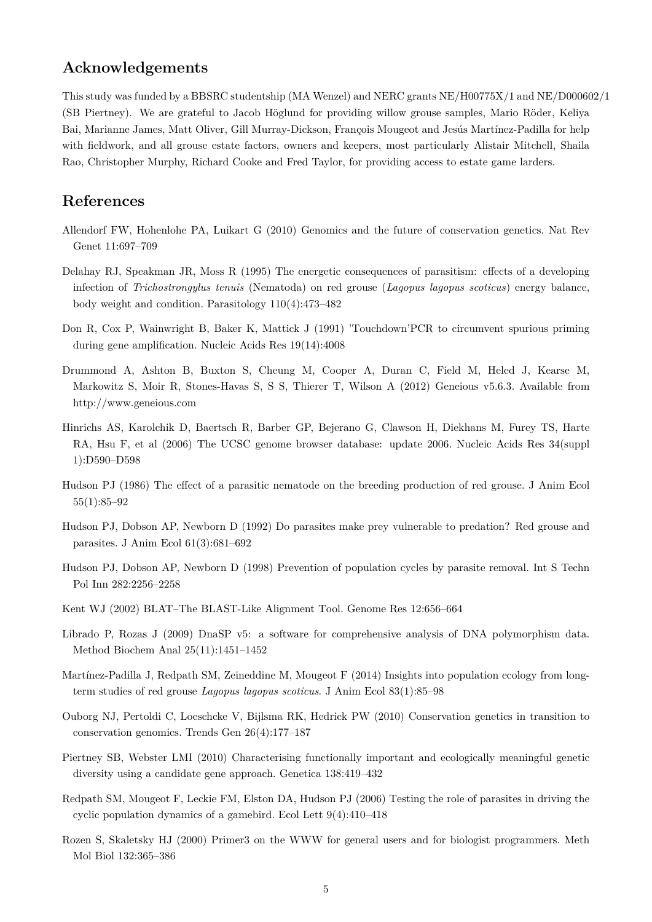## Acknowledgements

This study was funded by a BBSRC studentship (MA Wenzel) and NERC grants NE/H00775X/1 and NE/D000602/1 (SB Piertney). We are grateful to Jacob Höglund for providing willow grouse samples, Mario Röder, Keliya Bai, Marianne James, Matt Oliver, Gill Murray-Dickson, François Mougeot and Jesús Martínez-Padilla for help with fieldwork, and all grouse estate factors, owners and keepers, most particularly Alistair Mitchell, Shaila Rao, Christopher Murphy, Richard Cooke and Fred Taylor, for providing access to estate game larders.

## References

Allendorf FW, Hohenlohe PA, Luikart G (2010) Genomics and the future of conservation genetics. Nat Rev Genet 11:697–709

Delahay RJ, Speakman JR, Moss R (1995) The energetic consequences of parasitism: effects of a developing infection of *Trichostrongylus tenuis* (Nematoda) on red grouse (*Lagopus lagopus scoticus*) energy balance, body weight and condition. Parasitology 110(4):473–482

Don R, Cox P, Wainwright B, Baker K, Mattick J (1991) 'Touchdown'PCR to circumvent spurious priming during gene amplification. Nucleic Acids Res 19(14):4008

Drummond A, Ashton B, Buxton S, Cheung M, Cooper A, Duran C, Field M, Heled J, Kearse M, Markowitz S, Moir R, Stones-Havas S, S S, Thierer T, Wilson A (2012) Geneious v5.6.3. Available from http://www.geneious.com

Hinrichs AS, Karolchik D, Baertsch R, Barber GP, Bejerano G, Clawson H, Diekhans M, Furey TS, Harte RA, Hsu F, et al (2006) The UCSC genome browser database: update 2006. Nucleic Acids Res 34(suppl 1):D590–D598

Hudson PJ (1986) The effect of a parasitic nematode on the breeding production of red grouse. J Anim Ecol 55(1):85–92

Hudson PJ, Dobson AP, Newborn D (1992) Do parasites make prey vulnerable to predation? Red grouse and parasites. J Anim Ecol 61(3):681–692

Hudson PJ, Dobson AP, Newborn D (1998) Prevention of population cycles by parasite removal. Int S Techn Pol Inn 282:2256–2258

Kent WJ (2002) BLAT–The BLAST-Like Alignment Tool. Genome Res 12:656–664

Librado P, Rozas J (2009) DnaSP v5: a software for comprehensive analysis of DNA polymorphism data. Method Biochem Anal 25(11):1451–1452

Martínez-Padilla J, Redpath SM, Zeineddine M, Mougeot F (2014) Insights into population ecology from long-term studies of red grouse *Lagopus lagopus scoticus*. J Anim Ecol 83(1):85–98

Ouborg NJ, Pertoldi C, Loeschcke V, Bijlsma RK, Hedrick PW (2010) Conservation genetics in transition to conservation genomics. Trends Gen 26(4):177–187

Piertney SB, Webster LMI (2010) Characterising functionally important and ecologically meaningful genetic diversity using a candidate gene approach. Genetica 138:419–432

Redpath SM, Mougeot F, Leckie FM, Elston DA, Hudson PJ (2006) Testing the role of parasites in driving the cyclic population dynamics of a gamebird. Ecol Lett 9(4):410–418

Rozen S, Skaletsky HJ (2000) Primer3 on the WWW for general users and for biologist programmers. Meth Mol Biol 132:365–386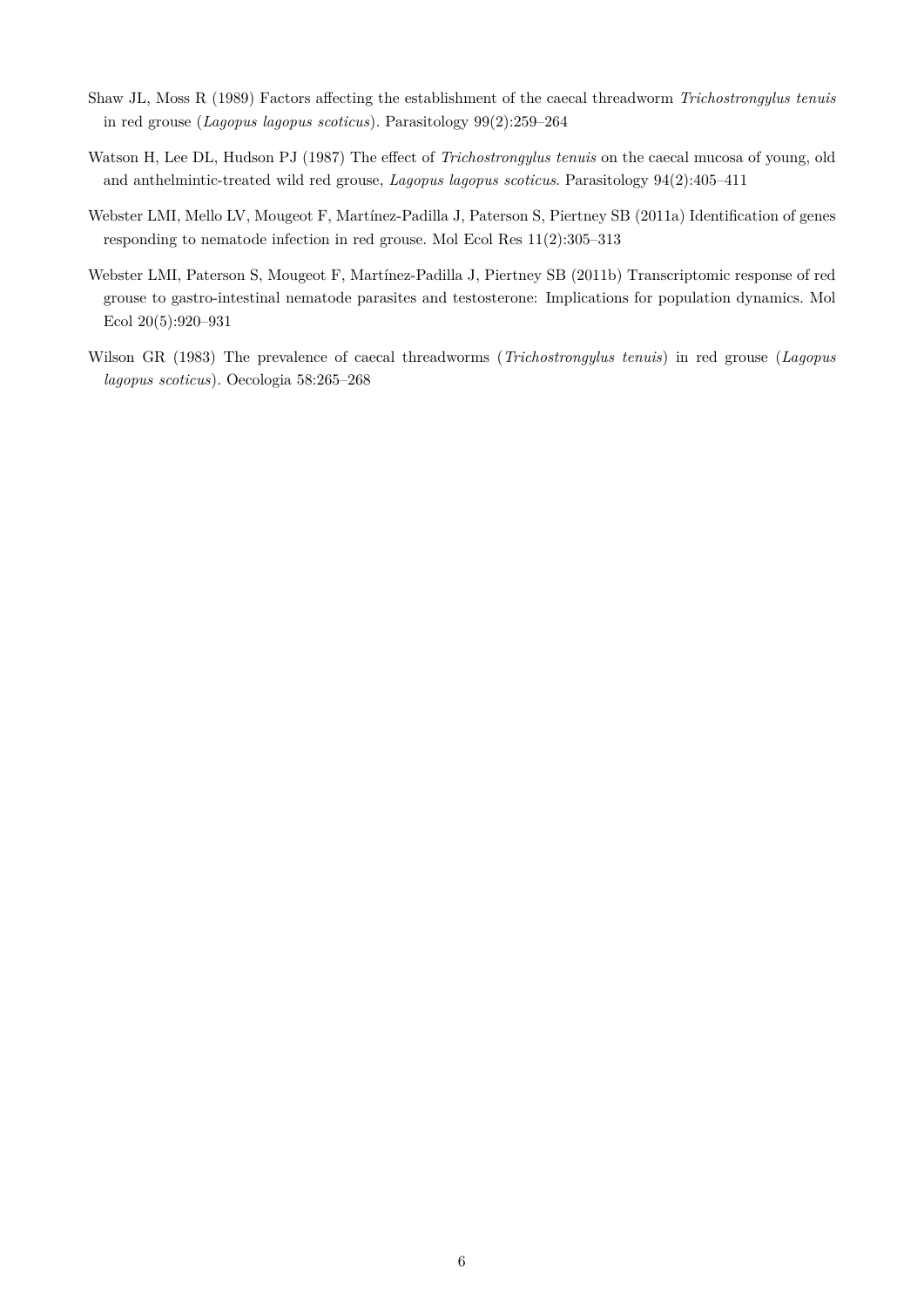Shaw JL, Moss R (1989) Factors affecting the establishment of the caecal threadworm *Trichostrongylus tenuis* in red grouse (*Lagopus lagopus scoticus*). Parasitology 99(2):259–264

Watson H, Lee DL, Hudson PJ (1987) The effect of *Trichostrongylus tenuis* on the caecal mucosa of young, old and anthelmintic-treated wild red grouse, *Lagopus lagopus scoticus*. Parasitology 94(2):405–411

Webster LMI, Mello LV, Mougeot F, Martínez-Padilla J, Paterson S, Piertney SB (2011a) Identification of genes responding to nematode infection in red grouse. Mol Ecol Res 11(2):305–313

Webster LMI, Paterson S, Mougeot F, Martínez-Padilla J, Piertney SB (2011b) Transcriptomic response of red grouse to gastro-intestinal nematode parasites and testosterone: Implications for population dynamics. Mol Ecol 20(5):920–931

Wilson GR (1983) The prevalence of caecal threadworms (*Trichostrongylus tenuis*) in red grouse (*Lagopus lagopus scoticus*). Oecologia 58:265–268